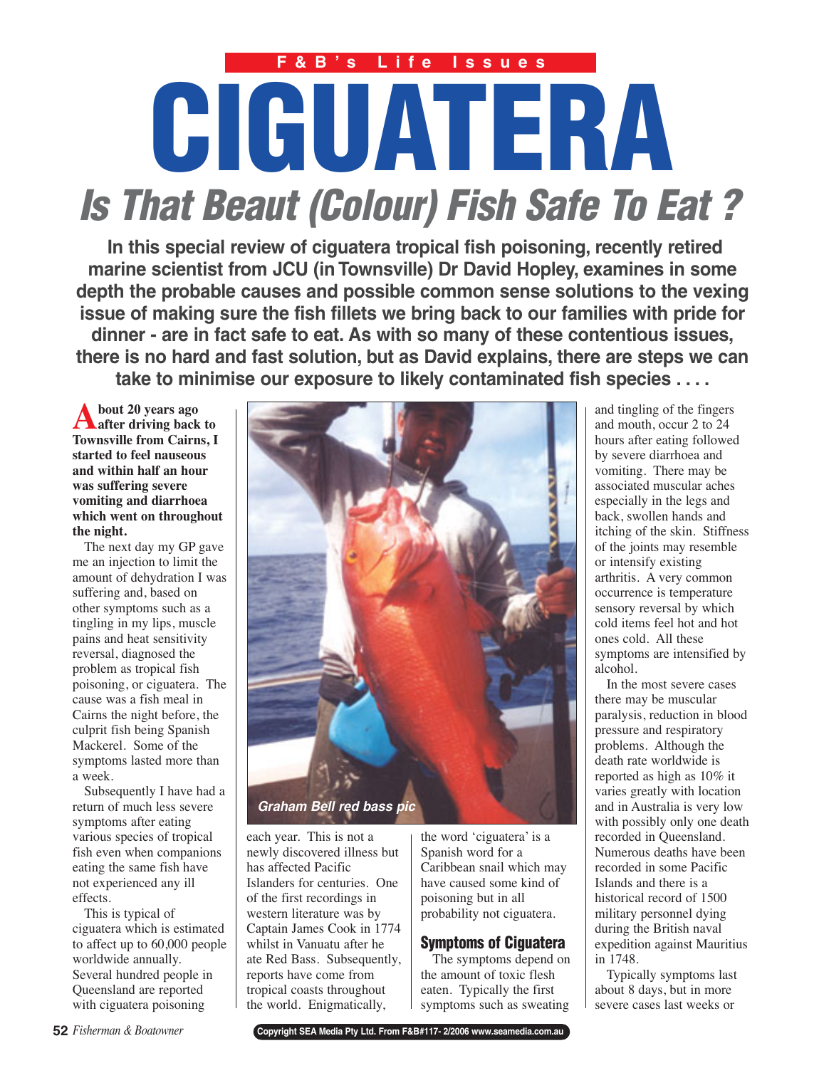F&B's Life Issues

# CIGUATERA

## *Is That Beaut (Colour) Fish Safe To Eat ?*

**In this special review of ciguatera tropical fish poisoning, recently retired marine scientist from JCU (in Townsville) Dr David Hopley, examines in some depth the probable causes and possible common sense solutions to the vexing issue of making sure the fish fillets we bring back to our families with pride for dinner - are in fact safe to eat. As with so many of these contentious issues, there is no hard and fast solution, but as David explains, there are steps we can take to minimise our exposure to likely contaminated fish species . . . .**

**About 20 years ago after driving back to Townsville from Cairns, I started to feel nauseous and within half an hour was suffering severe vomiting and diarrhoea which went on throughout the night.**

The next day my GP gave me an injection to limit the amount of dehydration I was suffering and, based on other symptoms such as a tingling in my lips, muscle pains and heat sensitivity reversal, diagnosed the problem as tropical fish poisoning, or ciguatera. The cause was a fish meal in Cairns the night before, the culprit fish being Spanish Mackerel. Some of the symptoms lasted more than a week.

Subsequently I have had a return of much less severe symptoms after eating various species of tropical fish even when companions eating the same fish have not experienced any ill effects.

This is typical of ciguatera which is estimated to affect up to 60,000 people worldwide annually. Several hundred people in Queensland are reported with ciguatera poisoning each year. This is not a newly discovered illness but has affected Pacific Islanders for centuries. One of the first recordings in western literature was by Captain James Cook in 1774 whilst in Vanuatu after he ate Red Bass. Subsequently, reports have come from tropical coasts throughout the world. Enigmatically, the word 'ciguatera' is a Spanish word for a Caribbean snail which may have caused some kind of poisoning but in all probability not ciguatera.

*Graham Bell red bass pic*

### Symptoms of Ciguatera

The symptoms depend on the amount of toxic flesh eaten. Typically the first symptoms such as sweating and tingling of the fingers and mouth, occur 2 to 24 hours after eating followed by severe diarrhoea and vomiting. There may be associated muscular aches especially in the legs and back, swollen hands and itching of the skin. Stiffness of the joints may resemble or intensify existing arthritis. A very common occurrence is temperature sensory reversal by which cold items feel hot and hot ones cold. All these symptoms are intensified by alcohol.

In the most severe cases there may be muscular paralysis, reduction in blood pressure and respiratory problems. Although the death rate worldwide is reported as high as 10% it varies greatly with location and in Australia is very low with possibly only one death recorded in Queensland. Numerous deaths have been recorded in some Pacific Islands and there is a historical record of 1500 military personnel dying during the British naval expedition against Mauritius in 1748.

Typically symptoms last about 8 days, but in more severe cases last weeks or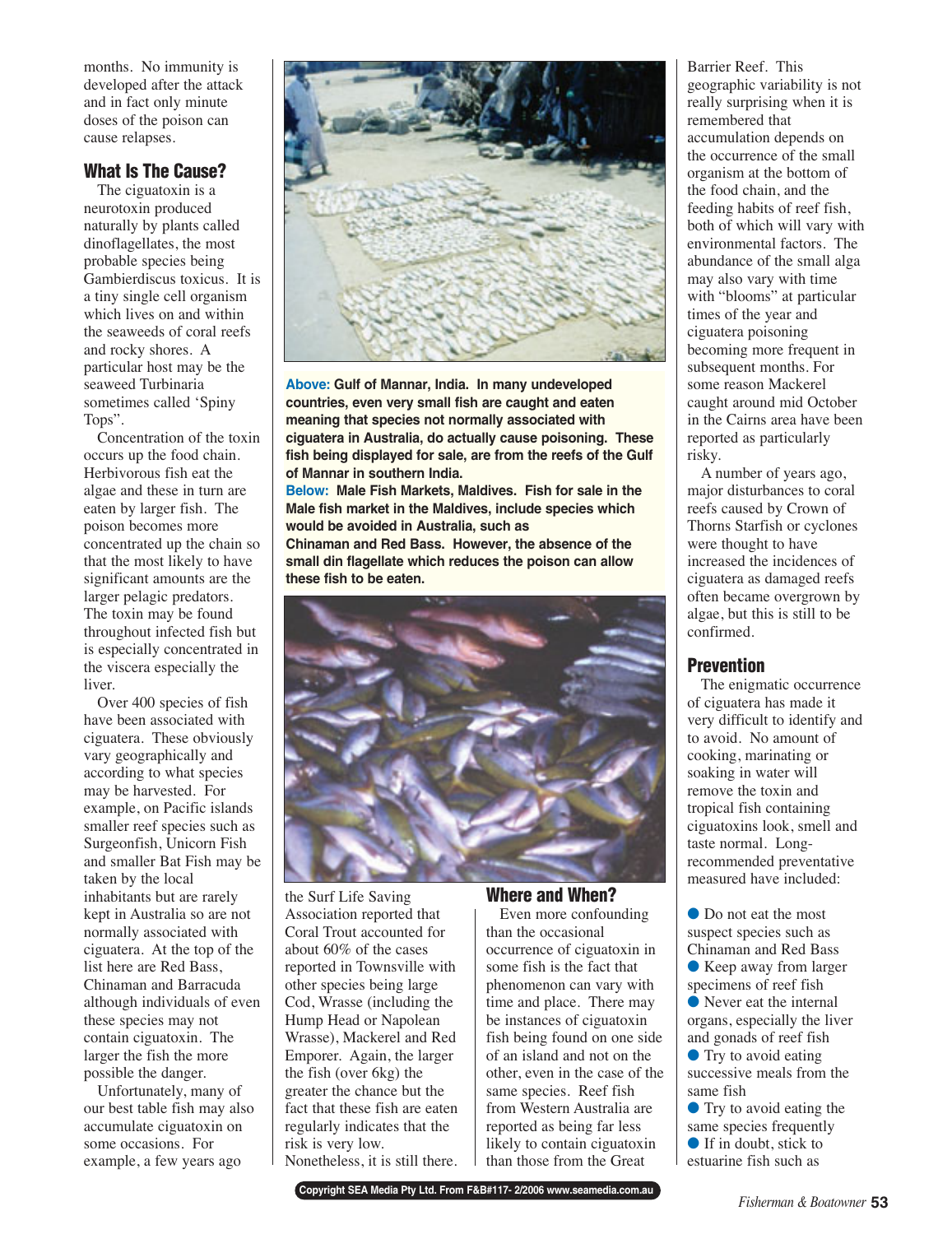months. No immunity is developed after the attack and in fact only minute doses of the poison can cause relapses.

## What Is The Cause?

The ciguatoxin is a neurotoxin produced naturally by plants called dinoflagellates, the most probable species being Gambierdiscus toxicus. It is a tiny single cell organism which lives on and within the seaweeds of coral reefs and rocky shores. A particular host may be the seaweed Turbinaria sometimes called 'Spiny Tops".

Concentration of the toxin occurs up the food chain. Herbivorous fish eat the algae and these in turn are eaten by larger fish. The poison becomes more concentrated up the chain so that the most likely to have significant amounts are the larger pelagic predators. The toxin may be found throughout infected fish but is especially concentrated in the viscera especially the liver.

Over 400 species of fish have been associated with ciguatera. These obviously vary geographically and according to what species may be harvested. For example, on Pacific islands smaller reef species such as Surgeonfish, Unicorn Fish and smaller Bat Fish may be taken by the local inhabitants but are rarely kept in Australia so are not normally associated with ciguatera. At the top of the list here are Red Bass, Chinaman and Barracuda although individuals of even these species may not contain ciguatoxin. The larger the fish the more possible the danger.

Unfortunately, many of our best table fish may also accumulate ciguatoxin on some occasions. For example, a few years ago the Surf Life Saving Association reported that Coral Trout accounted for about 60% of the cases reported in Townsville with other species being large Cod, Wrasse (including the Hump Head or Napolean Wrasse), Mackerel and Red Emperor. Again, the larger the fish (over 6kg) the greater the chance but the fact that these fish are eaten regularly indicates that the risk is very low. Nonetheless, it is still there.

**Above:** **Gulf of Mannar, India. In many undeveloped countries, even very small fish are caught and eaten meaning that species not normally associated with ciguatera in Australia, do actually cause poisoning. These fish being displayed for sale, are from the reefs of the Gulf of Mannar in southern India.**

**Below:** **Male Fish Markets, Maldives. Fish for sale in the Male fish market in the Maldives, include species which would be avoided in Australia, such as Chinaman and Red Bass. However, the absence of the small din flagellate which reduces the poison can allow these fish to be eaten.**

## Where and When?

Even more confounding than the occasional occurrence of ciguatoxin in some fish is the fact that phenomenon can vary with time and place. There may be instances of ciguatoxin fish being found on one side of an island and not on the other, even in the case of the same species. Reef fish from Western Australia are reported as being far less likely to contain ciguatoxin than those from the Great Barrier Reef. This geographic variability is not really surprising when it is remembered that accumulation depends on the occurrence of the small organism at the bottom of the food chain, and the feeding habits of reef fish, both of which will vary with environmental factors. The abundance of the small alga may also vary with time with "blooms" at particular times of the year and ciguatera poisoning becoming more frequent in subsequent months. For some reason Mackerel caught around mid October in the Cairns area have been reported as particularly risky.

A number of years ago, major disturbances to coral reefs caused by Crown of Thorns Starfish or cyclones were thought to have increased the incidences of ciguatera as damaged reefs often became overgrown by algae, but this is still to be confirmed.

## Prevention

The enigmatic occurrence of ciguatera has made it very difficult to identify and to avoid. No amount of cooking, marinating or soaking in water will remove the toxin and tropical fish containing ciguatoxins look, smell and taste normal. Long-recommended preventative measured have included:

- Do not eat the most suspect species such as Chinaman and Red Bass
- Keep away from larger specimens of reef fish
- Never eat the internal organs, especially the liver and gonads of reef fish
- Try to avoid eating successive meals from the same fish
- Try to avoid eating the same species frequently
- If in doubt, stick to estuarine fish such as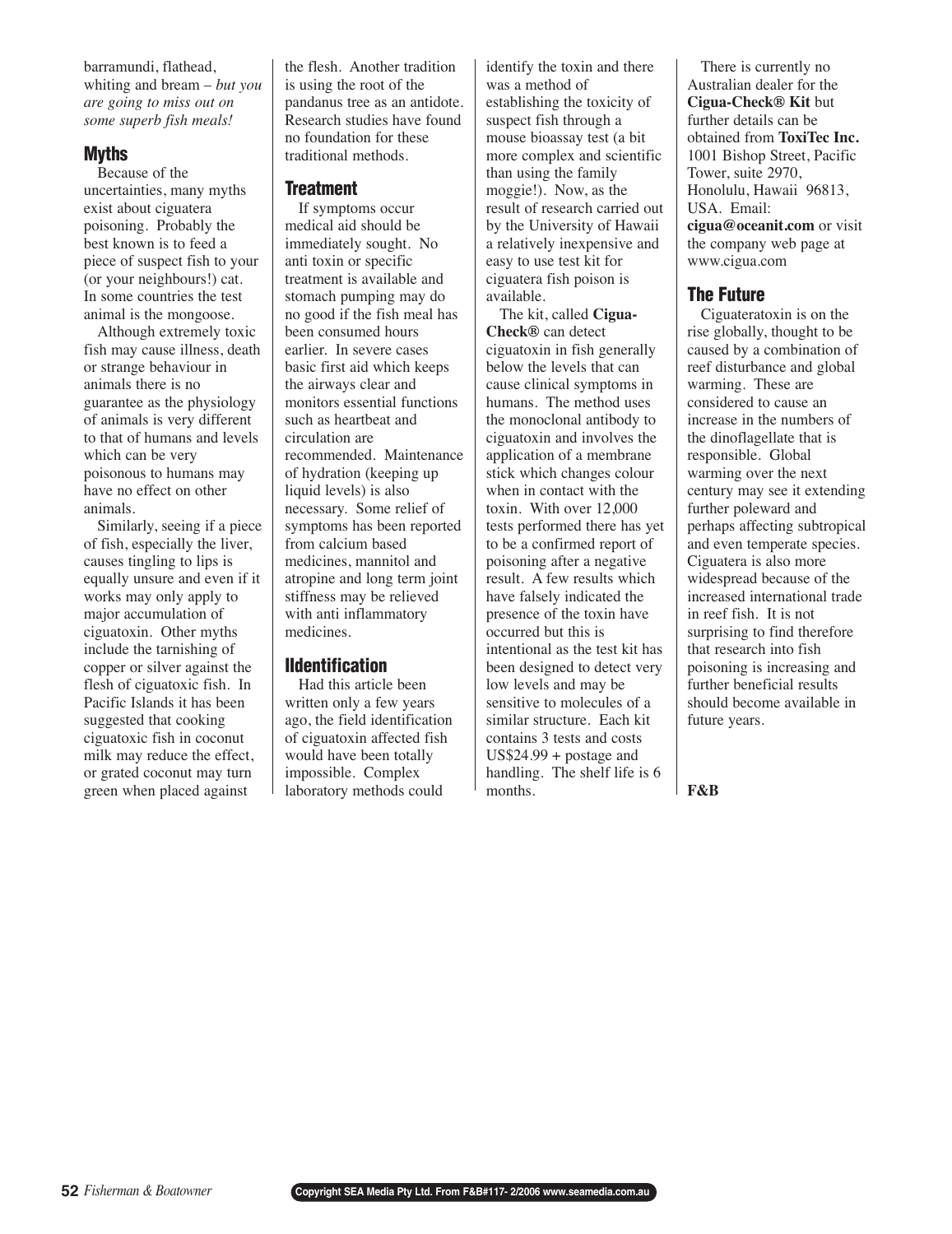barramundi, flathead, whiting and bream – *but you are going to miss out on some superb fish meals!*

## Myths

Because of the uncertainties, many myths exist about ciguatera poisoning. Probably the best known is to feed a piece of suspect fish to your (or your neighbours!) cat. In some countries the test animal is the mongoose.

Although extremely toxic fish may cause illness, death or strange behaviour in animals there is no guarantee as the physiology of animals is very different to that of humans and levels which can be very poisonous to humans may have no effect on other animals.

Similarly, seeing if a piece of fish, especially the liver, causes tingling to lips is equally unsure and even if it works may only apply to major accumulation of ciguatoxin. Other myths include the tarnishing of copper or silver against the flesh of ciguatoxic fish. In Pacific Islands it has been suggested that cooking ciguatoxic fish in coconut milk may reduce the effect, or grated coconut may turn green when placed against the flesh. Another tradition is using the root of the pandanus tree as an antidote. Research studies have found no foundation for these traditional methods.

## Treatment

If symptoms occur medical aid should be immediately sought. No anti toxin or specific treatment is available and stomach pumping may do no good if the fish meal has been consumed hours earlier. In severe cases basic first aid which keeps the airways clear and monitors essential functions such as heartbeat and circulation are recommended. Maintenance of hydration (keeping up liquid levels) is also necessary. Some relief of symptoms has been reported from calcium based medicines, mannitol and atropine and long term joint stiffness may be relieved with anti inflammatory medicines.

## IIdentification

Had this article been written only a few years ago, the field identification of ciguatoxin affected fish would have been totally impossible. Complex laboratory methods could identify the toxin and there was a method of establishing the toxicity of suspect fish through a mouse bioassay test (a bit more complex and scientific than using the family moggie!). Now, as the result of research carried out by the University of Hawaii a relatively inexpensive and easy to use test kit for ciguatera fish poison is available.

The kit, called **Cigua-Check®** can detect ciguatoxin in fish generally below the levels that can cause clinical symptoms in humans. The method uses the monoclonal antibody to ciguatoxin and involves the application of a membrane stick which changes colour when in contact with the toxin. With over 12,000 tests performed there has yet to be a confirmed report of poisoning after a negative result. A few results which have falsely indicated the presence of the toxin have occurred but this is intentional as the test kit has been designed to detect very low levels and may be sensitive to molecules of a similar structure. Each kit contains 3 tests and costs US$24.99 + postage and handling. The shelf life is 6 months.

There is currently no Australian dealer for the **Cigua-Check® Kit** but further details can be obtained from **ToxiTec Inc.** 1001 Bishop Street, Pacific Tower, suite 2970, Honolulu, Hawaii 96813, USA. Email: **cigua@oceanit.com** or visit the company web page at www.cigua.com

## The Future

Ciguateratoxin is on the rise globally, thought to be caused by a combination of reef disturbance and global warming. These are considered to cause an increase in the numbers of the dinoflagellate that is responsible. Global warming over the next century may see it extending further poleward and perhaps affecting subtropical and even temperate species. Ciguatera is also more widespread because of the increased international trade in reef fish. It is not surprising to find therefore that research into fish poisoning is increasing and further beneficial results should become available in future years.

**F&B**